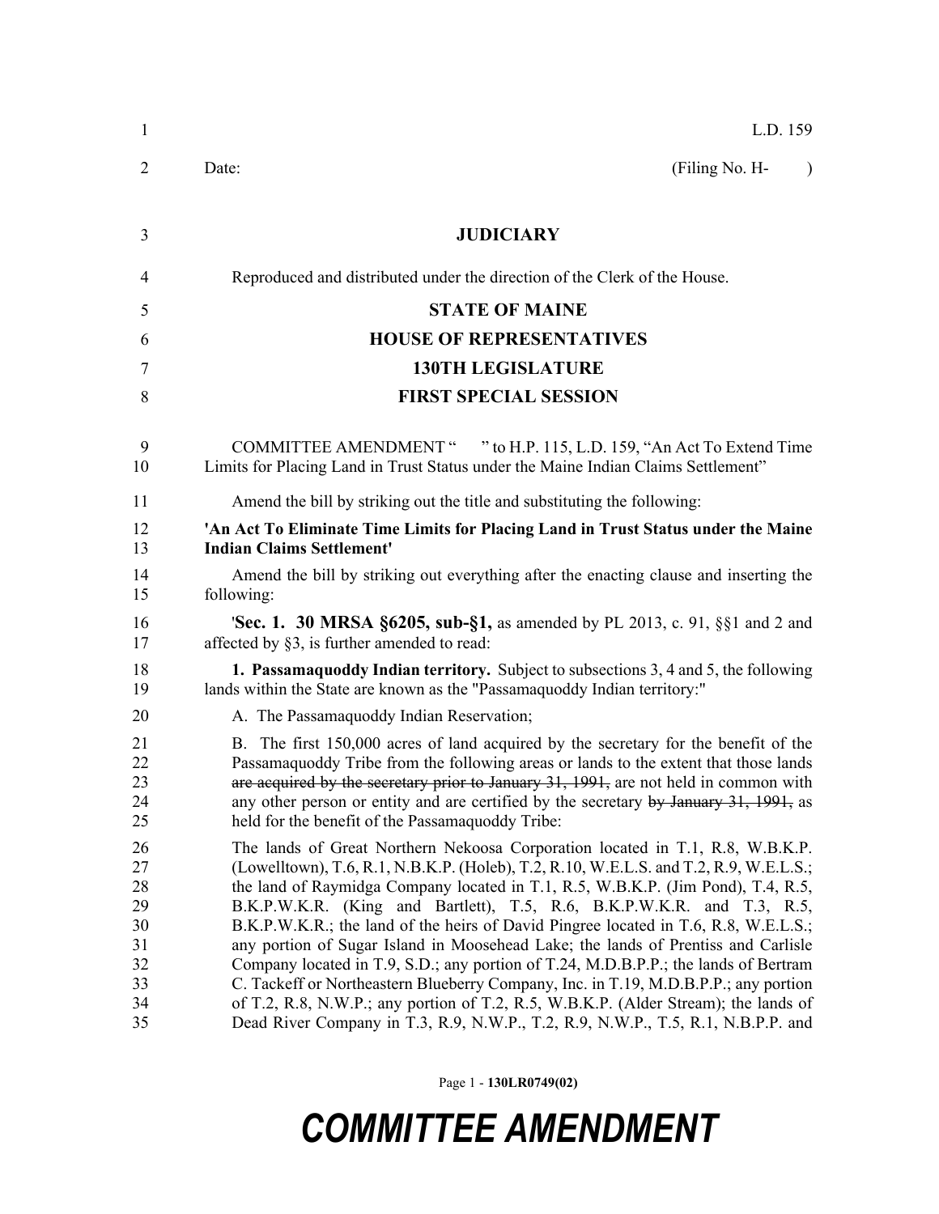L.D. 159

Date: (Filing No. H- )

# JUDICIARY

Reproduced and distributed under the direction of the Clerk of the House.

# STATE OF MAINE
# HOUSE OF REPRESENTATIVES
# 130TH LEGISLATURE
# FIRST SPECIAL SESSION

COMMITTEE AMENDMENT " " to H.P. 115, L.D. 159, "An Act To Extend Time Limits for Placing Land in Trust Status under the Maine Indian Claims Settlement"

Amend the bill by striking out the title and substituting the following:

**'An Act To Eliminate Time Limits for Placing Land in Trust Status under the Maine Indian Claims Settlement'**

Amend the bill by striking out everything after the enacting clause and inserting the following:

'**Sec. 1. 30 MRSA §6205, sub-§1,** as amended by PL 2013, c. 91, §§1 and 2 and affected by §3, is further amended to read:

**1. Passamaquoddy Indian territory.** Subject to subsections 3, 4 and 5, the following lands within the State are known as the "Passamaquoddy Indian territory:"

A. The Passamaquoddy Indian Reservation;

B. The first 150,000 acres of land acquired by the secretary for the benefit of the Passamaquoddy Tribe from the following areas or lands to the extent that those lands ~~are acquired by the secretary prior to January 31, 1991,~~ are not held in common with any other person or entity and are certified by the secretary ~~by January 31, 1991,~~ as held for the benefit of the Passamaquoddy Tribe:

The lands of Great Northern Nekoosa Corporation located in T.1, R.8, W.B.K.P. (Lowelltown), T.6, R.1, N.B.K.P. (Holeb), T.2, R.10, W.E.L.S. and T.2, R.9, W.E.L.S.; the land of Raymidga Company located in T.1, R.5, W.B.K.P. (Jim Pond), T.4, R.5, B.K.P.W.K.R. (King and Bartlett), T.5, R.6, B.K.P.W.K.R. and T.3, R.5, B.K.P.W.K.R.; the land of the heirs of David Pingree located in T.6, R.8, W.E.L.S.; any portion of Sugar Island in Moosehead Lake; the lands of Prentiss and Carlisle Company located in T.9, S.D.; any portion of T.24, M.D.B.P.P.; the lands of Bertram C. Tackeff or Northeastern Blueberry Company, Inc. in T.19, M.D.B.P.P.; any portion of T.2, R.8, N.W.P.; any portion of T.2, R.5, W.B.K.P. (Alder Stream); the lands of Dead River Company in T.3, R.9, N.W.P., T.2, R.9, N.W.P., T.5, R.1, N.B.P.P. and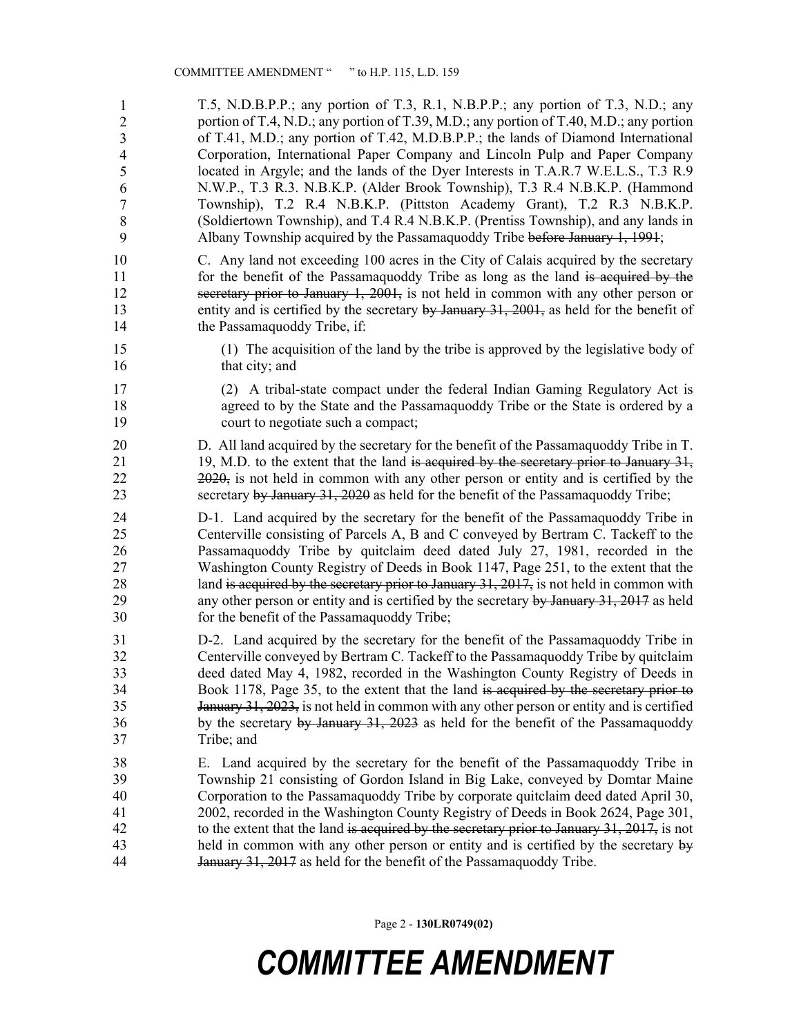T.5, N.D.B.P.P.; any portion of T.3, R.1, N.B.P.P.; any portion of T.3, N.D.; any portion of T.4, N.D.; any portion of T.39, M.D.; any portion of T.40, M.D.; any portion of T.41, M.D.; any portion of T.42, M.D.B.P.P.; the lands of Diamond International Corporation, International Paper Company and Lincoln Pulp and Paper Company located in Argyle; and the lands of the Dyer Interests in T.A.R.7 W.E.L.S., T.3 R.9 N.W.P., T.3 R.3. N.B.K.P. (Alder Brook Township), T.3 R.4 N.B.K.P. (Hammond Township), T.2 R.4 N.B.K.P. (Pittston Academy Grant), T.2 R.3 N.B.K.P. (Soldiertown Township), and T.4 R.4 N.B.K.P. (Prentiss Township), and any lands in Albany Township acquired by the Passamaquoddy Tribe ~~before January 1, 1991~~;

C. Any land not exceeding 100 acres in the City of Calais acquired by the secretary for the benefit of the Passamaquoddy Tribe as long as the land ~~is acquired by the secretary prior to January 1, 2001,~~ is not held in common with any other person or entity and is certified by the secretary ~~by January 31, 2001,~~ as held for the benefit of the Passamaquoddy Tribe, if:

(1) The acquisition of the land by the tribe is approved by the legislative body of that city; and

(2) A tribal-state compact under the federal Indian Gaming Regulatory Act is agreed to by the State and the Passamaquoddy Tribe or the State is ordered by a court to negotiate such a compact;

D. All land acquired by the secretary for the benefit of the Passamaquoddy Tribe in T. 19, M.D. to the extent that the land ~~is acquired by the secretary prior to January 31, 2020,~~ is not held in common with any other person or entity and is certified by the secretary ~~by January 31, 2020~~ as held for the benefit of the Passamaquoddy Tribe;

D-1. Land acquired by the secretary for the benefit of the Passamaquoddy Tribe in Centerville consisting of Parcels A, B and C conveyed by Bertram C. Tackeff to the Passamaquoddy Tribe by quitclaim deed dated July 27, 1981, recorded in the Washington County Registry of Deeds in Book 1147, Page 251, to the extent that the land ~~is acquired by the secretary prior to January 31, 2017,~~ is not held in common with any other person or entity and is certified by the secretary ~~by January 31, 2017~~ as held for the benefit of the Passamaquoddy Tribe;

D-2. Land acquired by the secretary for the benefit of the Passamaquoddy Tribe in Centerville conveyed by Bertram C. Tackeff to the Passamaquoddy Tribe by quitclaim deed dated May 4, 1982, recorded in the Washington County Registry of Deeds in Book 1178, Page 35, to the extent that the land ~~is acquired by the secretary prior to January 31, 2023,~~ is not held in common with any other person or entity and is certified by the secretary ~~by January 31, 2023~~ as held for the benefit of the Passamaquoddy Tribe; and

E. Land acquired by the secretary for the benefit of the Passamaquoddy Tribe in Township 21 consisting of Gordon Island in Big Lake, conveyed by Domtar Maine Corporation to the Passamaquoddy Tribe by corporate quitclaim deed dated April 30, 2002, recorded in the Washington County Registry of Deeds in Book 2624, Page 301, to the extent that the land ~~is acquired by the secretary prior to January 31, 2017,~~ is not held in common with any other person or entity and is certified by the secretary ~~by January 31, 2017~~ as held for the benefit of the Passamaquoddy Tribe.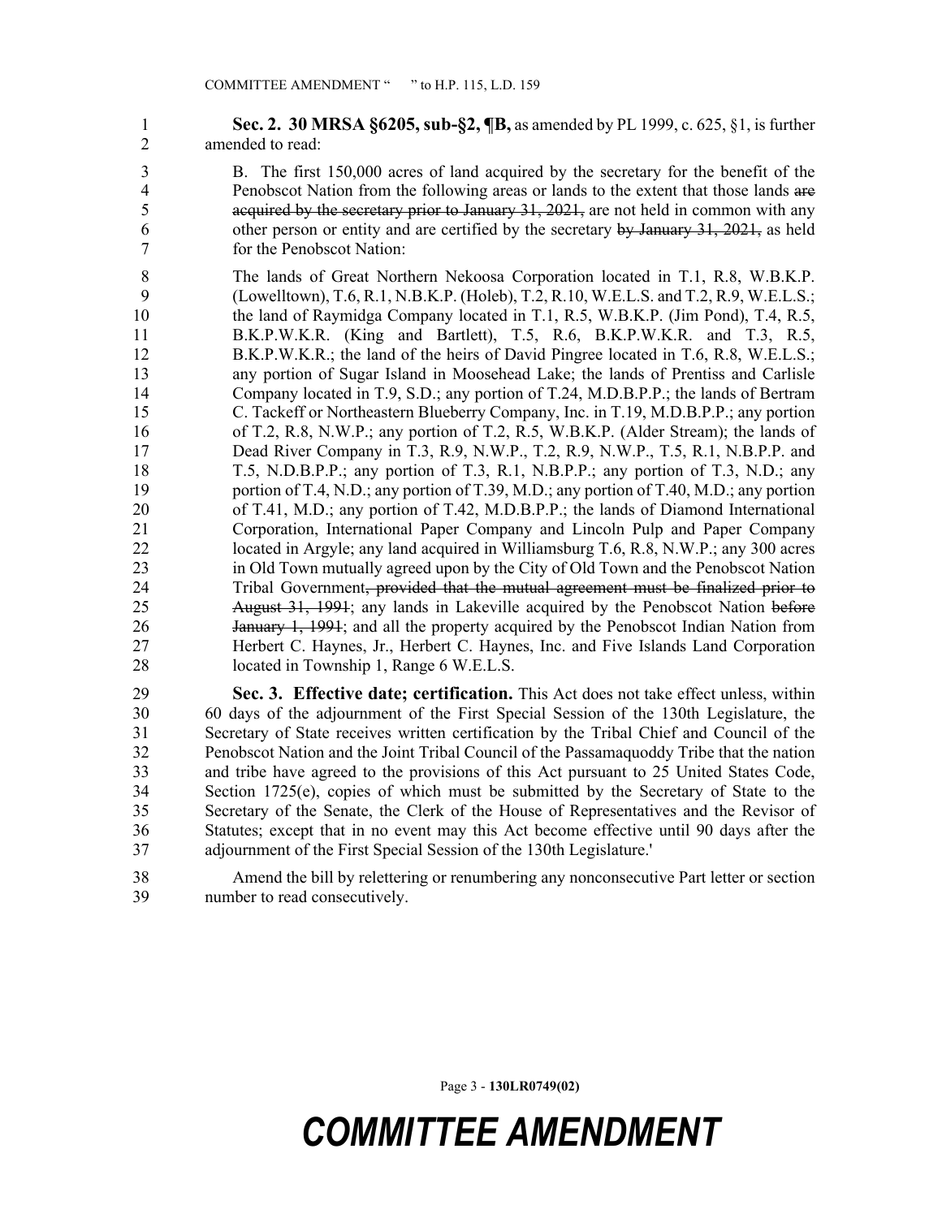**Sec. 2. 30 MRSA §6205, sub-§2, ¶B,** as amended by PL 1999, c. 625, §1, is further amended to read:

B. The first 150,000 acres of land acquired by the secretary for the benefit of the Penobscot Nation from the following areas or lands to the extent that those lands ~~are acquired by the secretary prior to January 31, 2021,~~ are not held in common with any other person or entity and are certified by the secretary ~~by January 31, 2021,~~ as held for the Penobscot Nation:

The lands of Great Northern Nekoosa Corporation located in T.1, R.8, W.B.K.P. (Lowelltown), T.6, R.1, N.B.K.P. (Holeb), T.2, R.10, W.E.L.S. and T.2, R.9, W.E.L.S.; the land of Raymidga Company located in T.1, R.5, W.B.K.P. (Jim Pond), T.4, R.5, B.K.P.W.K.R. (King and Bartlett), T.5, R.6, B.K.P.W.K.R. and T.3, R.5, B.K.P.W.K.R.; the land of the heirs of David Pingree located in T.6, R.8, W.E.L.S.; any portion of Sugar Island in Moosehead Lake; the lands of Prentiss and Carlisle Company located in T.9, S.D.; any portion of T.24, M.D.B.P.P.; the lands of Bertram C. Tackeff or Northeastern Blueberry Company, Inc. in T.19, M.D.B.P.P.; any portion of T.2, R.8, N.W.P.; any portion of T.2, R.5, W.B.K.P. (Alder Stream); the lands of Dead River Company in T.3, R.9, N.W.P., T.2, R.9, N.W.P., T.5, R.1, N.B.P.P. and T.5, N.D.B.P.P.; any portion of T.3, R.1, N.B.P.P.; any portion of T.3, N.D.; any portion of T.4, N.D.; any portion of T.39, M.D.; any portion of T.40, M.D.; any portion of T.41, M.D.; any portion of T.42, M.D.B.P.P.; the lands of Diamond International Corporation, International Paper Company and Lincoln Pulp and Paper Company located in Argyle; any land acquired in Williamsburg T.6, R.8, N.W.P.; any 300 acres in Old Town mutually agreed upon by the City of Old Town and the Penobscot Nation Tribal Government~~, provided that the mutual agreement must be finalized prior to August 31, 1991~~; any lands in Lakeville acquired by the Penobscot Nation ~~before January 1, 1991~~; and all the property acquired by the Penobscot Indian Nation from Herbert C. Haynes, Jr., Herbert C. Haynes, Inc. and Five Islands Land Corporation located in Township 1, Range 6 W.E.L.S.

**Sec. 3. Effective date; certification.** This Act does not take effect unless, within 60 days of the adjournment of the First Special Session of the 130th Legislature, the Secretary of State receives written certification by the Tribal Chief and Council of the Penobscot Nation and the Joint Tribal Council of the Passamaquoddy Tribe that the nation and tribe have agreed to the provisions of this Act pursuant to 25 United States Code, Section 1725(e), copies of which must be submitted by the Secretary of State to the Secretary of the Senate, the Clerk of the House of Representatives and the Revisor of Statutes; except that in no event may this Act become effective until 90 days after the adjournment of the First Special Session of the 130th Legislature.'

Amend the bill by relettering or renumbering any nonconsecutive Part letter or section number to read consecutively.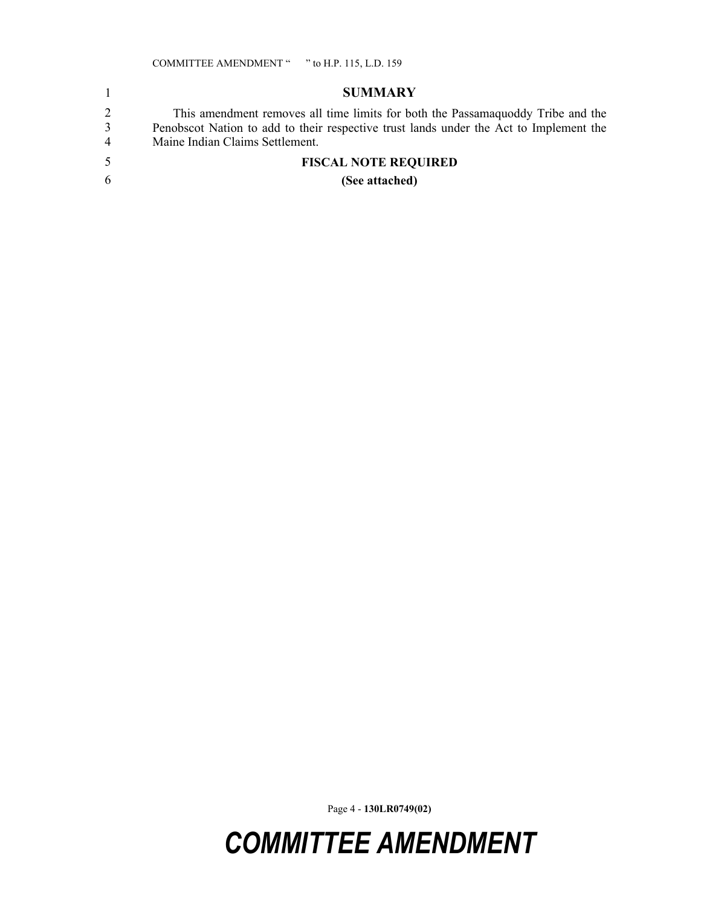## SUMMARY

This amendment removes all time limits for both the Passamaquoddy Tribe and the Penobscot Nation to add to their respective trust lands under the Act to Implement the Maine Indian Claims Settlement.

**FISCAL NOTE REQUIRED**

**(See attached)**